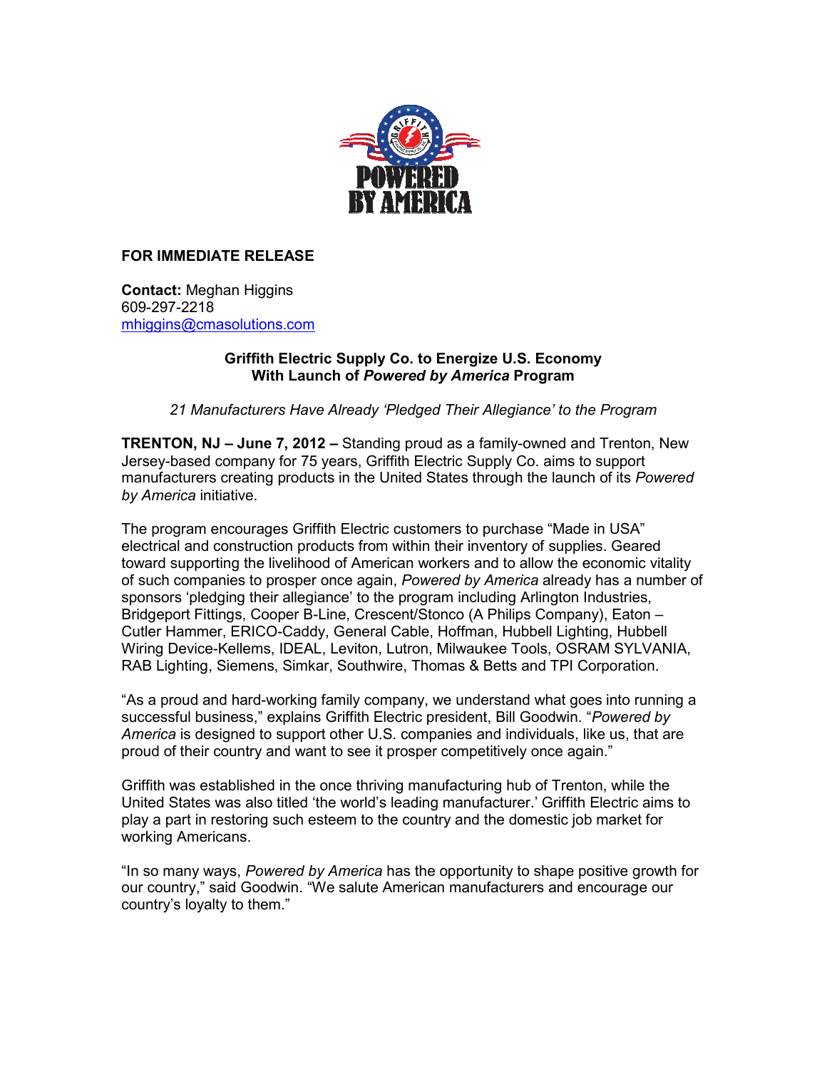**FOR IMMEDIATE RELEASE**

**Contact:** Meghan Higgins
609-297-2218
mhiggins@cmasolutions.com

**Griffith Electric Supply Co. to Energize U.S. Economy**
**With Launch of *Powered by America* Program**

*21 Manufacturers Have Already 'Pledged Their Allegiance' to the Program*

**TRENTON, NJ – June 7, 2012 –** Standing proud as a family-owned and Trenton, New Jersey-based company for 75 years, Griffith Electric Supply Co. aims to support manufacturers creating products in the United States through the launch of its *Powered by America* initiative.

The program encourages Griffith Electric customers to purchase "Made in USA" electrical and construction products from within their inventory of supplies. Geared toward supporting the livelihood of American workers and to allow the economic vitality of such companies to prosper once again, *Powered by America* already has a number of sponsors 'pledging their allegiance' to the program including Arlington Industries, Bridgeport Fittings, Cooper B-Line, Crescent/Stonco (A Philips Company), Eaton – Cutler Hammer, ERICO-Caddy, General Cable, Hoffman, Hubbell Lighting, Hubbell Wiring Device-Kellems, IDEAL, Leviton, Lutron, Milwaukee Tools, OSRAM SYLVANIA, RAB Lighting, Siemens, Simkar, Southwire, Thomas & Betts and TPI Corporation.

"As a proud and hard-working family company, we understand what goes into running a successful business," explains Griffith Electric president, Bill Goodwin. "*Powered by America* is designed to support other U.S. companies and individuals, like us, that are proud of their country and want to see it prosper competitively once again."

Griffith was established in the once thriving manufacturing hub of Trenton, while the United States was also titled 'the world's leading manufacturer.' Griffith Electric aims to play a part in restoring such esteem to the country and the domestic job market for working Americans.

"In so many ways, *Powered by America* has the opportunity to shape positive growth for our country," said Goodwin. "We salute American manufacturers and encourage our country's loyalty to them."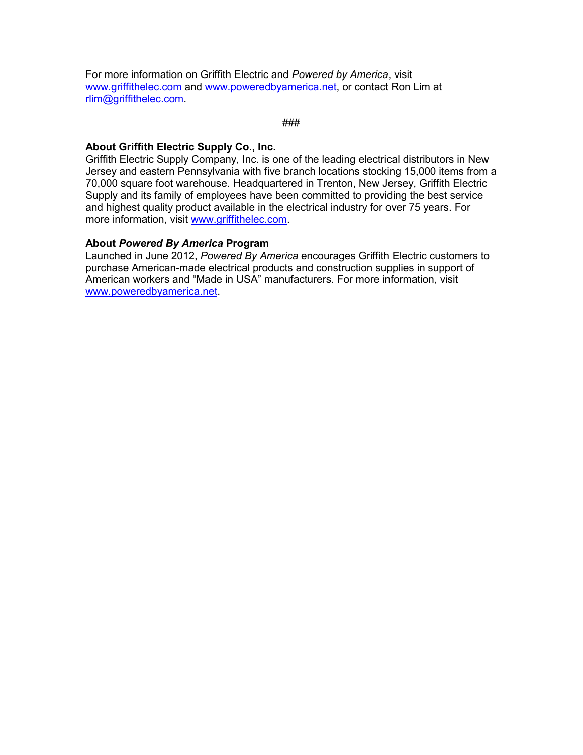For more information on Griffith Electric and *Powered by America*, visit www.griffithelec.com and www.poweredbyamerica.net, or contact Ron Lim at rlim@griffithelec.com.

###

**About Griffith Electric Supply Co., Inc.**
Griffith Electric Supply Company, Inc. is one of the leading electrical distributors in New Jersey and eastern Pennsylvania with five branch locations stocking 15,000 items from a 70,000 square foot warehouse. Headquartered in Trenton, New Jersey, Griffith Electric Supply and its family of employees have been committed to providing the best service and highest quality product available in the electrical industry for over 75 years. For more information, visit www.griffithelec.com.

**About *Powered By America* Program**
Launched in June 2012, *Powered By America* encourages Griffith Electric customers to purchase American-made electrical products and construction supplies in support of American workers and "Made in USA" manufacturers. For more information, visit www.poweredbyamerica.net.